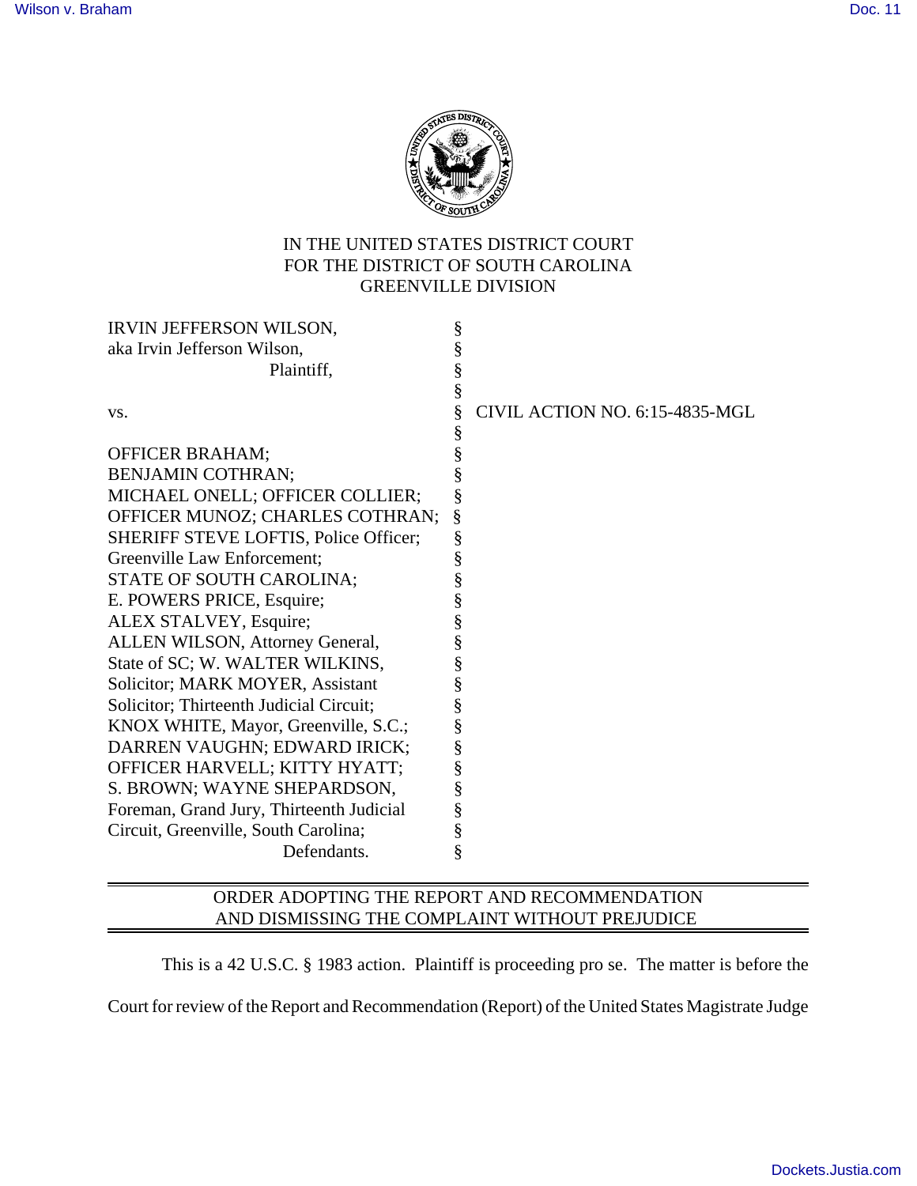IN THE UNITED STATES DISTRICT COURT
FOR THE DISTRICT OF SOUTH CAROLINA
GREENVILLE DIVISION

| | | |
|---|---|---|
| IRVIN JEFFERSON WILSON, aka Irvin Jefferson Wilson, Plaintiff, | § | |
| vs. | § | CIVIL ACTION NO. 6:15-4835-MGL |
| OFFICER BRAHAM; BENJAMIN COTHRAN; MICHAEL ONELL; OFFICER COLLIER; OFFICER MUNOZ; CHARLES COTHRAN; SHERIFF STEVE LOFTIS, Police Officer; Greenville Law Enforcement; STATE OF SOUTH CAROLINA; E. POWERS PRICE, Esquire; ALEX STALVEY, Esquire; ALLEN WILSON, Attorney General, State of SC; W. WALTER WILKINS, Solicitor; MARK MOYER, Assistant Solicitor; Thirteenth Judicial Circuit; KNOX WHITE, Mayor, Greenville, S.C.; DARREN VAUGHN; EDWARD IRICK; OFFICER HARVELL; KITTY HYATT; S. BROWN; WAYNE SHEPARDSON, Foreman, Grand Jury, Thirteenth Judicial Circuit, Greenville, South Carolina; Defendants. | § | |

## ORDER ADOPTING THE REPORT AND RECOMMENDATION AND DISMISSING THE COMPLAINT WITHOUT PREJUDICE

This is a 42 U.S.C. § 1983 action. Plaintiff is proceeding pro se. The matter is before the Court for review of the Report and Recommendation (Report) of the United States Magistrate Judge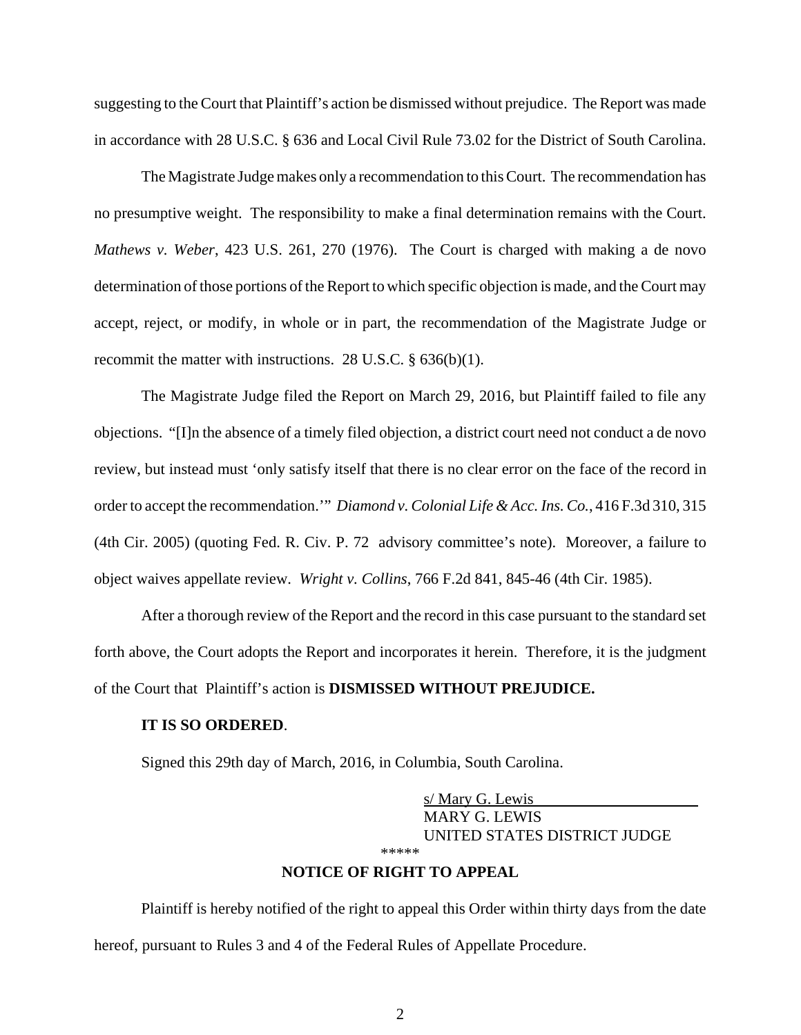suggesting to the Court that Plaintiff's action be dismissed without prejudice. The Report was made in accordance with 28 U.S.C. § 636 and Local Civil Rule 73.02 for the District of South Carolina.

The Magistrate Judge makes only a recommendation to this Court. The recommendation has no presumptive weight. The responsibility to make a final determination remains with the Court. *Mathews v. Weber*, 423 U.S. 261, 270 (1976). The Court is charged with making a de novo determination of those portions of the Report to which specific objection is made, and the Court may accept, reject, or modify, in whole or in part, the recommendation of the Magistrate Judge or recommit the matter with instructions. 28 U.S.C. § 636(b)(1).

The Magistrate Judge filed the Report on March 29, 2016, but Plaintiff failed to file any objections. "[I]n the absence of a timely filed objection, a district court need not conduct a de novo review, but instead must 'only satisfy itself that there is no clear error on the face of the record in order to accept the recommendation.'" *Diamond v. Colonial Life & Acc. Ins. Co.*, 416 F.3d 310, 315 (4th Cir. 2005) (quoting Fed. R. Civ. P. 72 advisory committee's note). Moreover, a failure to object waives appellate review. *Wright v. Collins*, 766 F.2d 841, 845-46 (4th Cir. 1985).

After a thorough review of the Report and the record in this case pursuant to the standard set forth above, the Court adopts the Report and incorporates it herein. Therefore, it is the judgment of the Court that Plaintiff's action is **DISMISSED WITHOUT PREJUDICE.**

**IT IS SO ORDERED**.

Signed this 29th day of March, 2016, in Columbia, South Carolina.

s/ Mary G. Lewis
MARY G. LEWIS
UNITED STATES DISTRICT JUDGE

*****

**NOTICE OF RIGHT TO APPEAL**

Plaintiff is hereby notified of the right to appeal this Order within thirty days from the date hereof, pursuant to Rules 3 and 4 of the Federal Rules of Appellate Procedure.